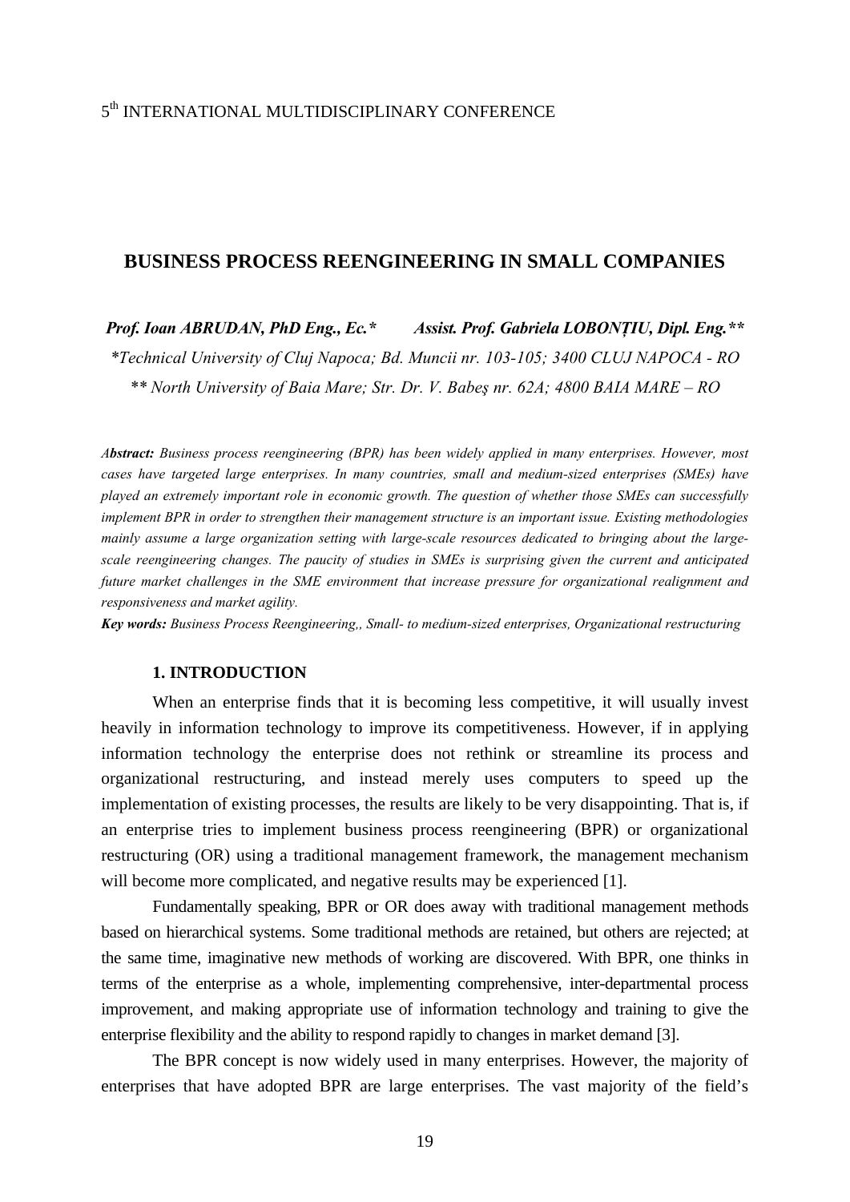5th INTERNATIONAL MULTIDISCIPLINARY CONFERENCE

# BUSINESS PROCESS REENGINEERING IN SMALL COMPANIES

***Prof. Ioan ABRUDAN, PhD Eng., Ec.**** ***Assist. Prof. Gabriela LOBONȚIU, Dipl. Eng.*****

*\*Technical University of Cluj Napoca; Bd. Muncii nr. 103-105; 3400 CLUJ NAPOCA - RO*

*\*\* North University of Baia Mare; Str. Dr. V. Babeş nr. 62A; 4800 BAIA MARE – RO*

***Abstract:*** *Business process reengineering (BPR) has been widely applied in many enterprises. However, most cases have targeted large enterprises. In many countries, small and medium-sized enterprises (SMEs) have played an extremely important role in economic growth. The question of whether those SMEs can successfully implement BPR in order to strengthen their management structure is an important issue. Existing methodologies mainly assume a large organization setting with large-scale resources dedicated to bringing about the large-scale reengineering changes. The paucity of studies in SMEs is surprising given the current and anticipated future market challenges in the SME environment that increase pressure for organizational realignment and responsiveness and market agility.*

***Key words:*** *Business Process Reengineering,, Small- to medium-sized enterprises, Organizational restructuring*

## 1. INTRODUCTION

When an enterprise finds that it is becoming less competitive, it will usually invest heavily in information technology to improve its competitiveness. However, if in applying information technology the enterprise does not rethink or streamline its process and organizational restructuring, and instead merely uses computers to speed up the implementation of existing processes, the results are likely to be very disappointing. That is, if an enterprise tries to implement business process reengineering (BPR) or organizational restructuring (OR) using a traditional management framework, the management mechanism will become more complicated, and negative results may be experienced [1].

Fundamentally speaking, BPR or OR does away with traditional management methods based on hierarchical systems. Some traditional methods are retained, but others are rejected; at the same time, imaginative new methods of working are discovered. With BPR, one thinks in terms of the enterprise as a whole, implementing comprehensive, inter-departmental process improvement, and making appropriate use of information technology and training to give the enterprise flexibility and the ability to respond rapidly to changes in market demand [3].

The BPR concept is now widely used in many enterprises. However, the majority of enterprises that have adopted BPR are large enterprises. The vast majority of the field's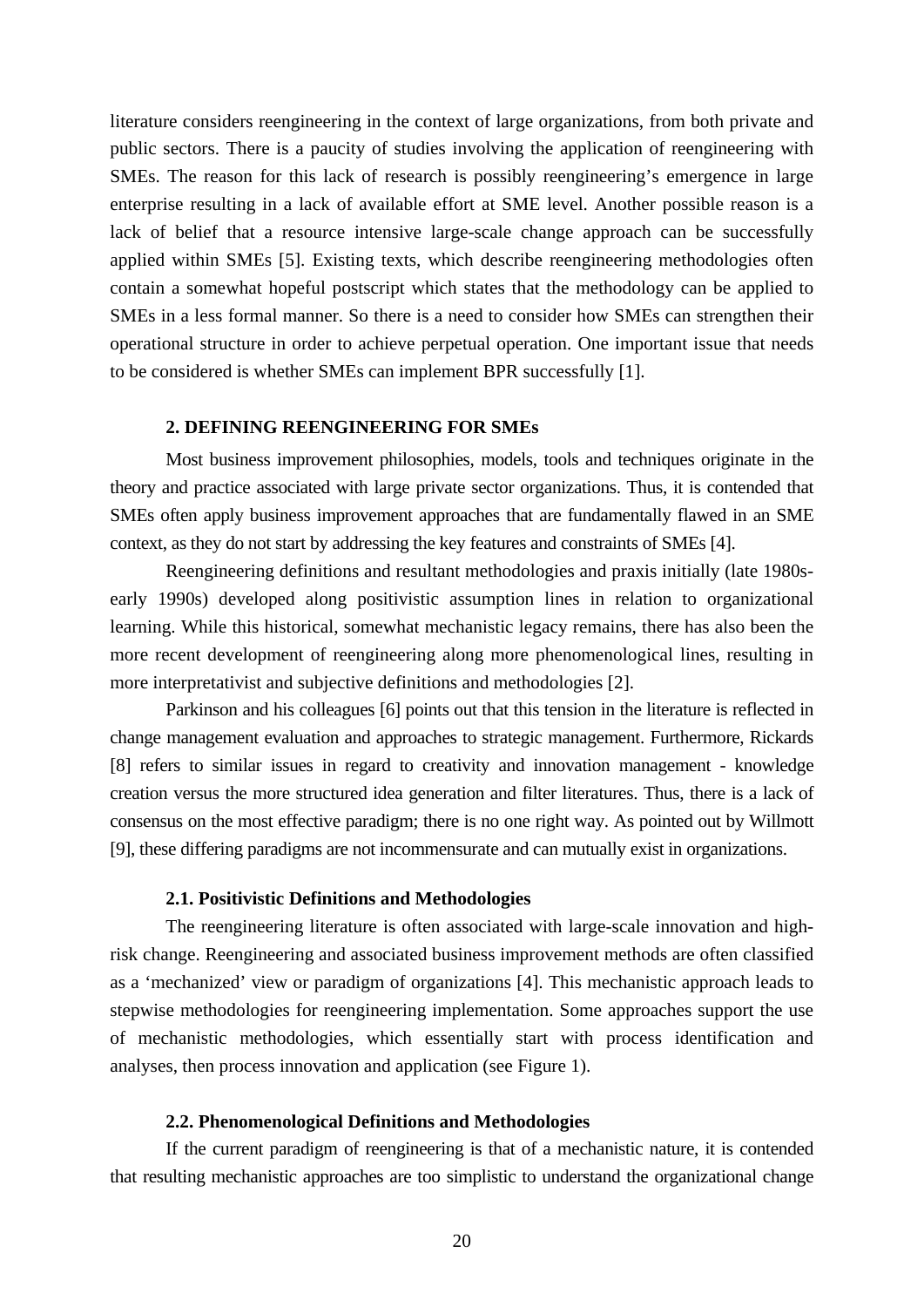literature considers reengineering in the context of large organizations, from both private and public sectors. There is a paucity of studies involving the application of reengineering with SMEs. The reason for this lack of research is possibly reengineering's emergence in large enterprise resulting in a lack of available effort at SME level. Another possible reason is a lack of belief that a resource intensive large-scale change approach can be successfully applied within SMEs [5]. Existing texts, which describe reengineering methodologies often contain a somewhat hopeful postscript which states that the methodology can be applied to SMEs in a less formal manner. So there is a need to consider how SMEs can strengthen their operational structure in order to achieve perpetual operation. One important issue that needs to be considered is whether SMEs can implement BPR successfully [1].

## 2. DEFINING REENGINEERING FOR SMEs

Most business improvement philosophies, models, tools and techniques originate in the theory and practice associated with large private sector organizations. Thus, it is contended that SMEs often apply business improvement approaches that are fundamentally flawed in an SME context, as they do not start by addressing the key features and constraints of SMEs [4].

Reengineering definitions and resultant methodologies and praxis initially (late 1980s-early 1990s) developed along positivistic assumption lines in relation to organizational learning. While this historical, somewhat mechanistic legacy remains, there has also been the more recent development of reengineering along more phenomenological lines, resulting in more interpretativist and subjective definitions and methodologies [2].

Parkinson and his colleagues [6] points out that this tension in the literature is reflected in change management evaluation and approaches to strategic management. Furthermore, Rickards [8] refers to similar issues in regard to creativity and innovation management - knowledge creation versus the more structured idea generation and filter literatures. Thus, there is a lack of consensus on the most effective paradigm; there is no one right way. As pointed out by Willmott [9], these differing paradigms are not incommensurate and can mutually exist in organizations.

### 2.1. Positivistic Definitions and Methodologies

The reengineering literature is often associated with large-scale innovation and high-risk change. Reengineering and associated business improvement methods are often classified as a 'mechanized' view or paradigm of organizations [4]. This mechanistic approach leads to stepwise methodologies for reengineering implementation. Some approaches support the use of mechanistic methodologies, which essentially start with process identification and analyses, then process innovation and application (see Figure 1).

### 2.2. Phenomenological Definitions and Methodologies

If the current paradigm of reengineering is that of a mechanistic nature, it is contended that resulting mechanistic approaches are too simplistic to understand the organizational change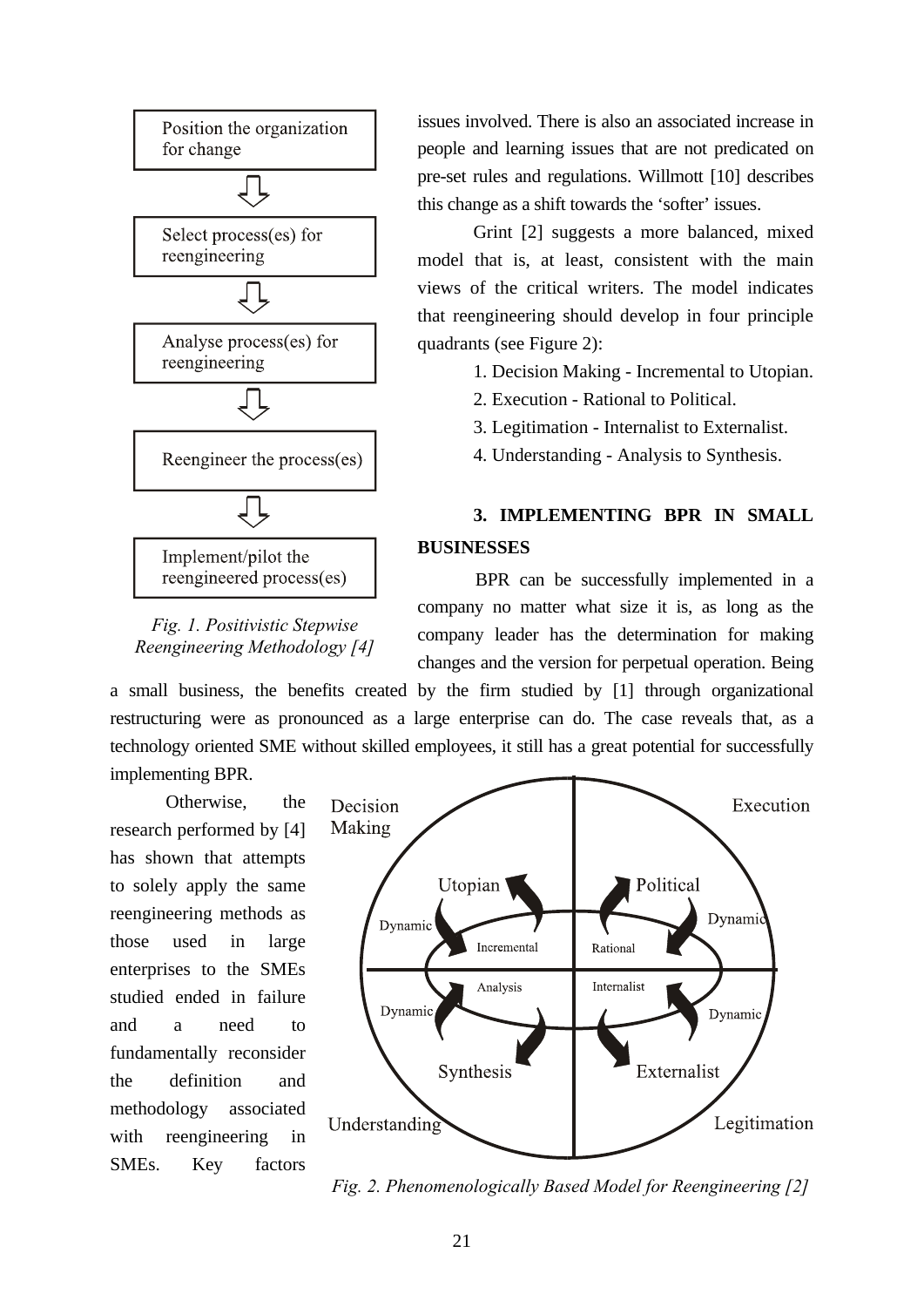Position the organization for change

Select process(es) for reengineering

Analyse process(es) for reengineering

Reengineer the process(es)

Implement/pilot the reengineered process(es)

*Fig. 1. Positivistic Stepwise Reengineering Methodology [4]*

issues involved. There is also an associated increase in people and learning issues that are not predicated on pre-set rules and regulations. Willmott [10] describes this change as a shift towards the 'softer' issues.

Grint [2] suggests a more balanced, mixed model that is, at least, consistent with the main views of the critical writers. The model indicates that reengineering should develop in four principle quadrants (see Figure 2):

1. Decision Making - Incremental to Utopian.
2. Execution - Rational to Political.
3. Legitimation - Internalist to Externalist.
4. Understanding - Analysis to Synthesis.

## 3. IMPLEMENTING BPR IN SMALL BUSINESSES

BPR can be successfully implemented in a company no matter what size it is, as long as the company leader has the determination for making changes and the version for perpetual operation. Being a small business, the benefits created by the firm studied by [1] through organizational restructuring were as pronounced as a large enterprise can do. The case reveals that, as a technology oriented SME without skilled employees, it still has a great potential for successfully implementing BPR.

Otherwise, the research performed by [4] has shown that attempts to solely apply the same reengineering methods as those used in large enterprises to the SMEs studied ended in failure and a need to fundamentally reconsider the definition and methodology associated with reengineering in SMEs. Key factors

Decision Making | Execution | Understanding | Legitimation

Utopian | Political | Synthesis | Externalist

Incremental | Rational | Analysis | Internalist

Dynamic | Dynamic | Dynamic | Dynamic

*Fig. 2. Phenomenologically Based Model for Reengineering [2]*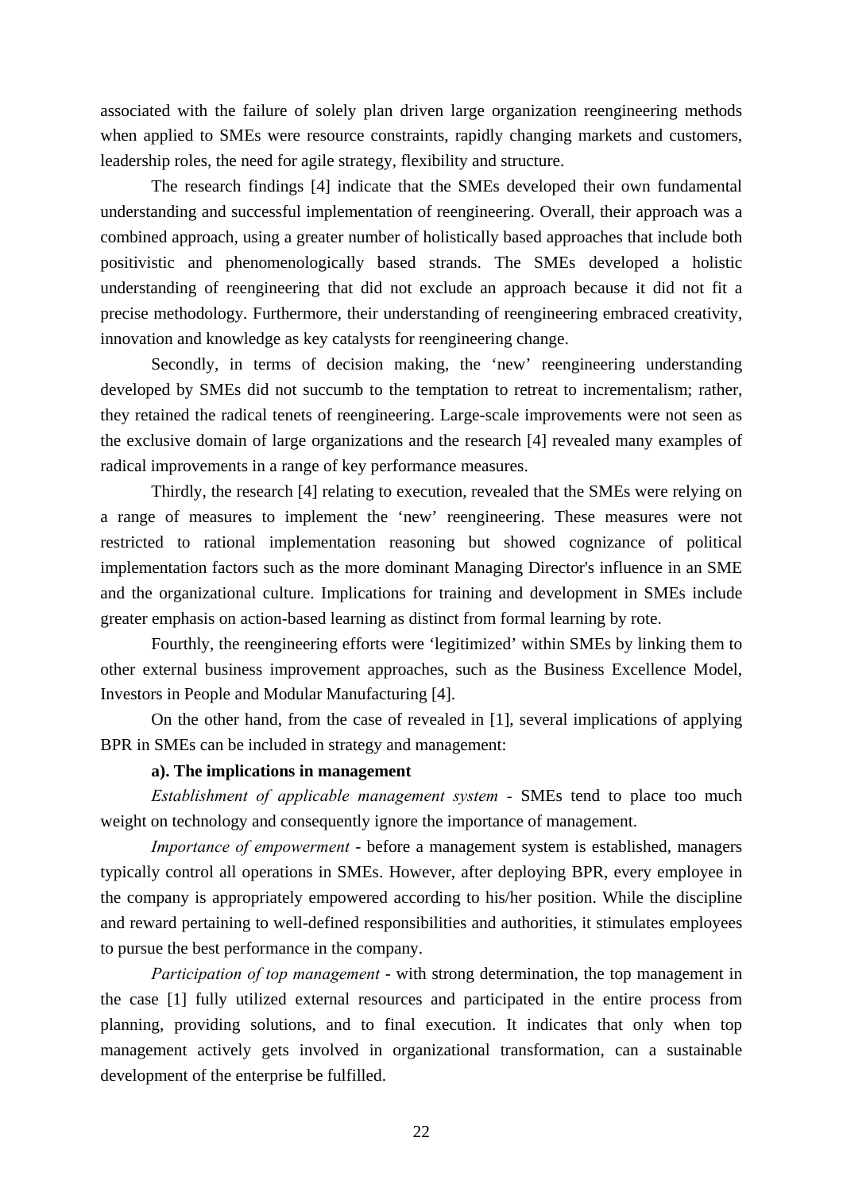associated with the failure of solely plan driven large organization reengineering methods when applied to SMEs were resource constraints, rapidly changing markets and customers, leadership roles, the need for agile strategy, flexibility and structure.

The research findings [4] indicate that the SMEs developed their own fundamental understanding and successful implementation of reengineering. Overall, their approach was a combined approach, using a greater number of holistically based approaches that include both positivistic and phenomenologically based strands. The SMEs developed a holistic understanding of reengineering that did not exclude an approach because it did not fit a precise methodology. Furthermore, their understanding of reengineering embraced creativity, innovation and knowledge as key catalysts for reengineering change.

Secondly, in terms of decision making, the 'new' reengineering understanding developed by SMEs did not succumb to the temptation to retreat to incrementalism; rather, they retained the radical tenets of reengineering. Large-scale improvements were not seen as the exclusive domain of large organizations and the research [4] revealed many examples of radical improvements in a range of key performance measures.

Thirdly, the research [4] relating to execution, revealed that the SMEs were relying on a range of measures to implement the 'new' reengineering. These measures were not restricted to rational implementation reasoning but showed cognizance of political implementation factors such as the more dominant Managing Director's influence in an SME and the organizational culture. Implications for training and development in SMEs include greater emphasis on action-based learning as distinct from formal learning by rote.

Fourthly, the reengineering efforts were 'legitimized' within SMEs by linking them to other external business improvement approaches, such as the Business Excellence Model, Investors in People and Modular Manufacturing [4].

On the other hand, from the case of revealed in [1], several implications of applying BPR in SMEs can be included in strategy and management:

**a). The implications in management**

*Establishment of applicable management system* - SMEs tend to place too much weight on technology and consequently ignore the importance of management.

*Importance of empowerment* - before a management system is established, managers typically control all operations in SMEs. However, after deploying BPR, every employee in the company is appropriately empowered according to his/her position. While the discipline and reward pertaining to well-defined responsibilities and authorities, it stimulates employees to pursue the best performance in the company.

*Participation of top management* - with strong determination, the top management in the case [1] fully utilized external resources and participated in the entire process from planning, providing solutions, and to final execution. It indicates that only when top management actively gets involved in organizational transformation, can a sustainable development of the enterprise be fulfilled.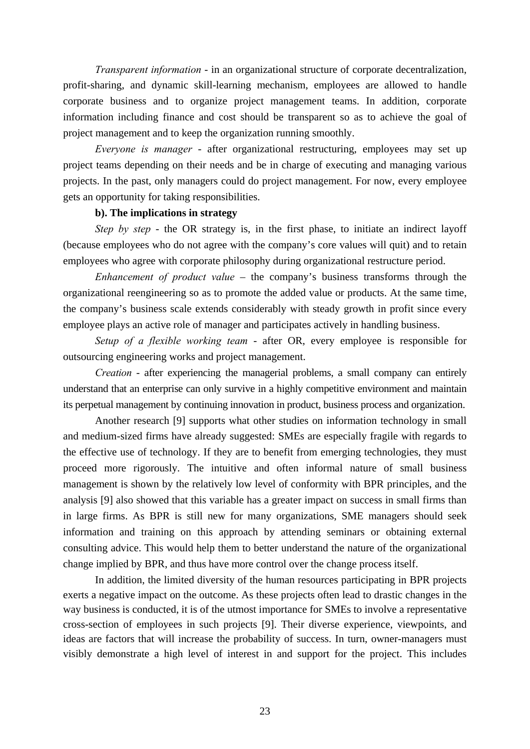*Transparent information* - in an organizational structure of corporate decentralization, profit-sharing, and dynamic skill-learning mechanism, employees are allowed to handle corporate business and to organize project management teams. In addition, corporate information including finance and cost should be transparent so as to achieve the goal of project management and to keep the organization running smoothly.

*Everyone is manager* - after organizational restructuring, employees may set up project teams depending on their needs and be in charge of executing and managing various projects. In the past, only managers could do project management. For now, every employee gets an opportunity for taking responsibilities.

**b). The implications in strategy**

*Step by step* - the OR strategy is, in the first phase, to initiate an indirect layoff (because employees who do not agree with the company's core values will quit) and to retain employees who agree with corporate philosophy during organizational restructure period.

*Enhancement of product value* – the company's business transforms through the organizational reengineering so as to promote the added value or products. At the same time, the company's business scale extends considerably with steady growth in profit since every employee plays an active role of manager and participates actively in handling business.

*Setup of a flexible working team* - after OR, every employee is responsible for outsourcing engineering works and project management.

*Creation* - after experiencing the managerial problems, a small company can entirely understand that an enterprise can only survive in a highly competitive environment and maintain its perpetual management by continuing innovation in product, business process and organization.

Another research [9] supports what other studies on information technology in small and medium-sized firms have already suggested: SMEs are especially fragile with regards to the effective use of technology. If they are to benefit from emerging technologies, they must proceed more rigorously. The intuitive and often informal nature of small business management is shown by the relatively low level of conformity with BPR principles, and the analysis [9] also showed that this variable has a greater impact on success in small firms than in large firms. As BPR is still new for many organizations, SME managers should seek information and training on this approach by attending seminars or obtaining external consulting advice. This would help them to better understand the nature of the organizational change implied by BPR, and thus have more control over the change process itself.

In addition, the limited diversity of the human resources participating in BPR projects exerts a negative impact on the outcome. As these projects often lead to drastic changes in the way business is conducted, it is of the utmost importance for SMEs to involve a representative cross-section of employees in such projects [9]. Their diverse experience, viewpoints, and ideas are factors that will increase the probability of success. In turn, owner-managers must visibly demonstrate a high level of interest in and support for the project. This includes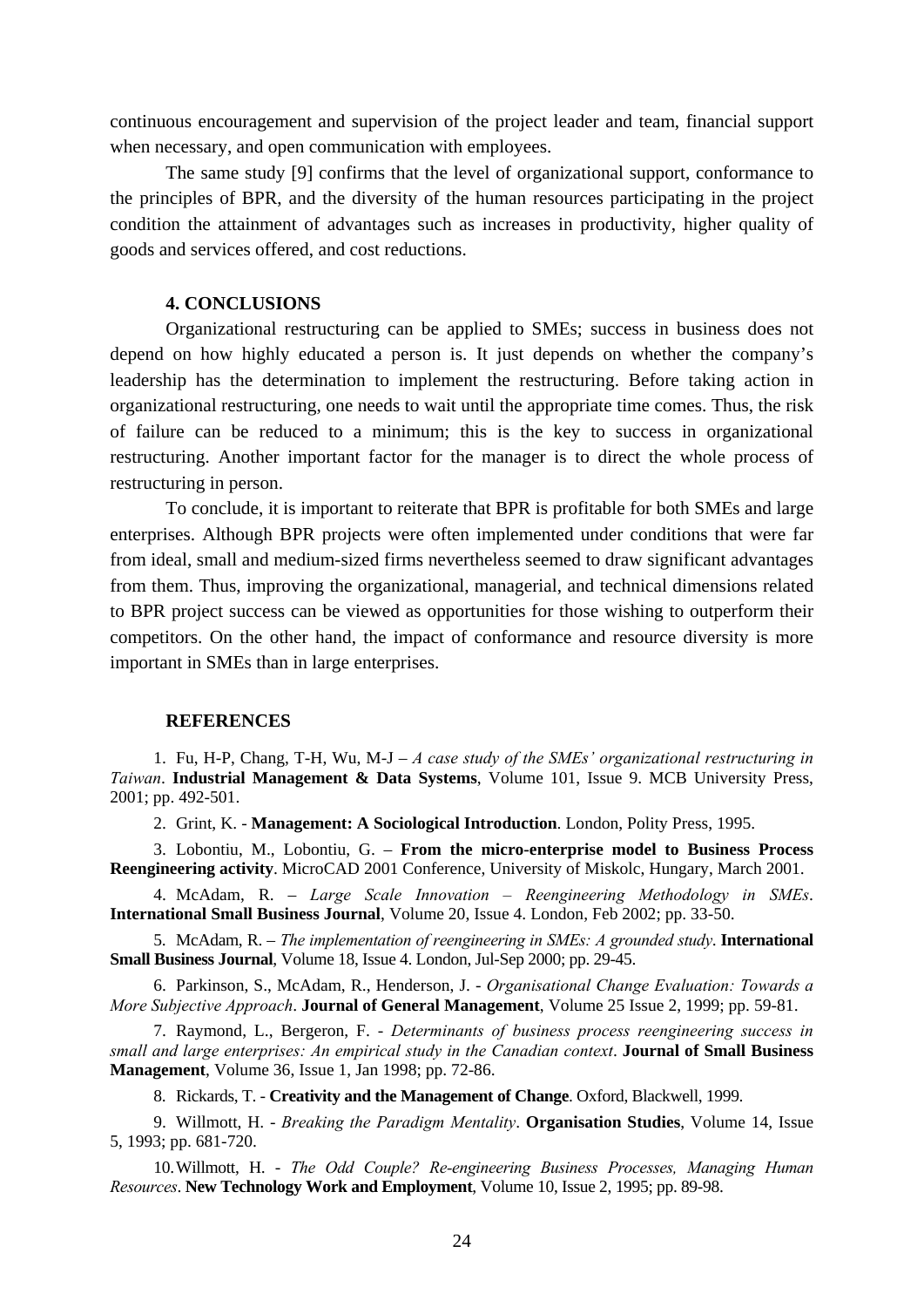continuous encouragement and supervision of the project leader and team, financial support when necessary, and open communication with employees.

The same study [9] confirms that the level of organizational support, conformance to the principles of BPR, and the diversity of the human resources participating in the project condition the attainment of advantages such as increases in productivity, higher quality of goods and services offered, and cost reductions.

## 4. CONCLUSIONS

Organizational restructuring can be applied to SMEs; success in business does not depend on how highly educated a person is. It just depends on whether the company's leadership has the determination to implement the restructuring. Before taking action in organizational restructuring, one needs to wait until the appropriate time comes. Thus, the risk of failure can be reduced to a minimum; this is the key to success in organizational restructuring. Another important factor for the manager is to direct the whole process of restructuring in person.

To conclude, it is important to reiterate that BPR is profitable for both SMEs and large enterprises. Although BPR projects were often implemented under conditions that were far from ideal, small and medium-sized firms nevertheless seemed to draw significant advantages from them. Thus, improving the organizational, managerial, and technical dimensions related to BPR project success can be viewed as opportunities for those wishing to outperform their competitors. On the other hand, the impact of conformance and resource diversity is more important in SMEs than in large enterprises.

## REFERENCES

1. Fu, H-P, Chang, T-H, Wu, M-J – *A case study of the SMEs' organizational restructuring in Taiwan*. **Industrial Management & Data Systems**, Volume 101, Issue 9. MCB University Press, 2001; pp. 492-501.
2. Grint, K. - **Management: A Sociological Introduction**. London, Polity Press, 1995.
3. Lobontiu, M., Lobontiu, G. – **From the micro-enterprise model to Business Process Reengineering activity**. MicroCAD 2001 Conference, University of Miskolc, Hungary, March 2001.
4. McAdam, R. – *Large Scale Innovation – Reengineering Methodology in SMEs*. **International Small Business Journal**, Volume 20, Issue 4. London, Feb 2002; pp. 33-50.
5. McAdam, R. – *The implementation of reengineering in SMEs: A grounded study*. **International Small Business Journal**, Volume 18, Issue 4. London, Jul-Sep 2000; pp. 29-45.
6. Parkinson, S., McAdam, R., Henderson, J. - *Organisational Change Evaluation: Towards a More Subjective Approach*. **Journal of General Management**, Volume 25 Issue 2, 1999; pp. 59-81.
7. Raymond, L., Bergeron, F. - *Determinants of business process reengineering success in small and large enterprises: An empirical study in the Canadian context*. **Journal of Small Business Management**, Volume 36, Issue 1, Jan 1998; pp. 72-86.
8. Rickards, T. - **Creativity and the Management of Change**. Oxford, Blackwell, 1999.
9. Willmott, H. - *Breaking the Paradigm Mentality*. **Organisation Studies**, Volume 14, Issue 5, 1993; pp. 681-720.
10. Willmott, H. - *The Odd Couple? Re-engineering Business Processes, Managing Human Resources*. **New Technology Work and Employment**, Volume 10, Issue 2, 1995; pp. 89-98.